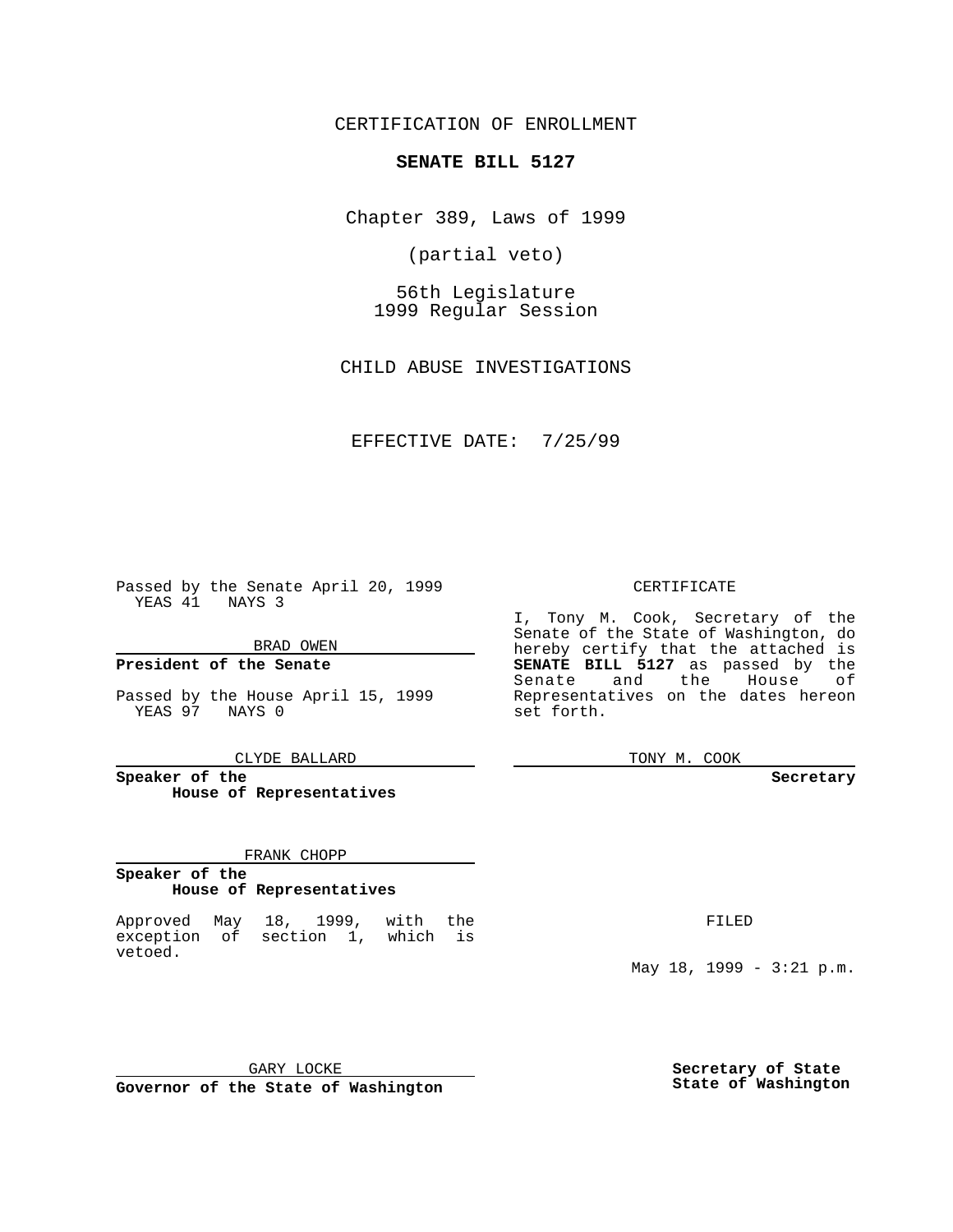CERTIFICATION OF ENROLLMENT

**SENATE BILL 5127**

Chapter 389, Laws of 1999

(partial veto)

56th Legislature
1999 Regular Session

CHILD ABUSE INVESTIGATIONS

EFFECTIVE DATE: 7/25/99

Passed by the Senate April 20, 1999
YEAS 41 NAYS 3

BRAD OWEN

**President of the Senate**

Passed by the House April 15, 1999
YEAS 97 NAYS 0

CLYDE BALLARD

**Speaker of the House of Representatives**

FRANK CHOPP

**Speaker of the House of Representatives**

Approved May 18, 1999, with the exception of section 1, which is vetoed.

GARY LOCKE

**Governor of the State of Washington**

CERTIFICATE

I, Tony M. Cook, Secretary of the Senate of the State of Washington, do hereby certify that the attached is **SENATE BILL 5127** as passed by the Senate and the House of Representatives on the dates hereon set forth.

TONY M. COOK

**Secretary**

FILED

May 18, 1999 - 3:21 p.m.

**Secretary of State**
**State of Washington**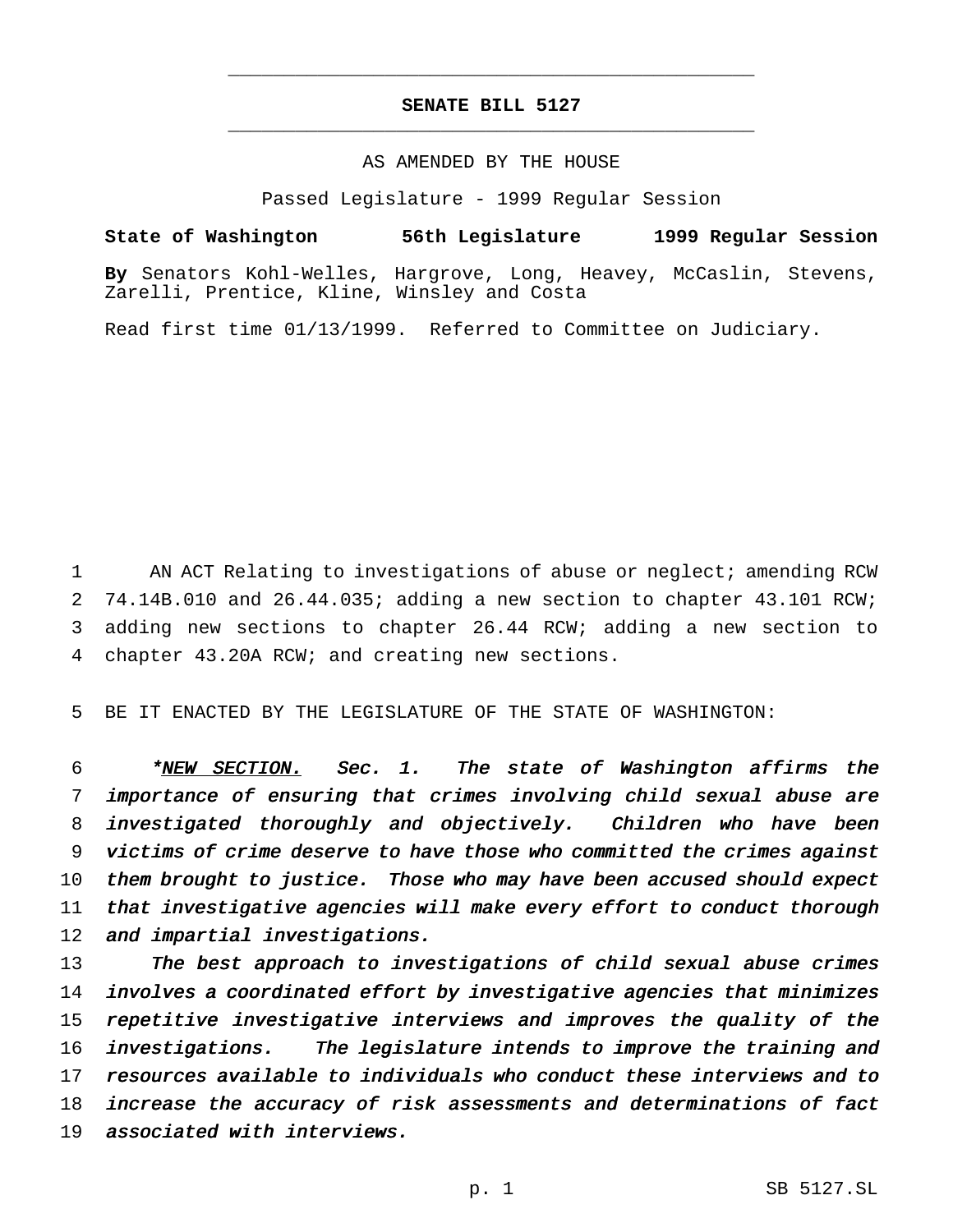# SENATE BILL 5127

AS AMENDED BY THE HOUSE

Passed Legislature - 1999 Regular Session

**State of Washington 56th Legislature 1999 Regular Session**

**By** Senators Kohl-Welles, Hargrove, Long, Heavey, McCaslin, Stevens, Zarelli, Prentice, Kline, Winsley and Costa

Read first time 01/13/1999. Referred to Committee on Judiciary.

AN ACT Relating to investigations of abuse or neglect; amending RCW 74.14B.010 and 26.44.035; adding a new section to chapter 43.101 RCW; adding new sections to chapter 26.44 RCW; adding a new section to chapter 43.20A RCW; and creating new sections.

BE IT ENACTED BY THE LEGISLATURE OF THE STATE OF WASHINGTON:

*\*NEW SECTION. Sec. 1. The state of Washington affirms the importance of ensuring that crimes involving child sexual abuse are investigated thoroughly and objectively. Children who have been victims of crime deserve to have those who committed the crimes against them brought to justice. Those who may have been accused should expect that investigative agencies will make every effort to conduct thorough and impartial investigations.*

*The best approach to investigations of child sexual abuse crimes involves a coordinated effort by investigative agencies that minimizes repetitive investigative interviews and improves the quality of the investigations. The legislature intends to improve the training and resources available to individuals who conduct these interviews and to increase the accuracy of risk assessments and determinations of fact associated with interviews.*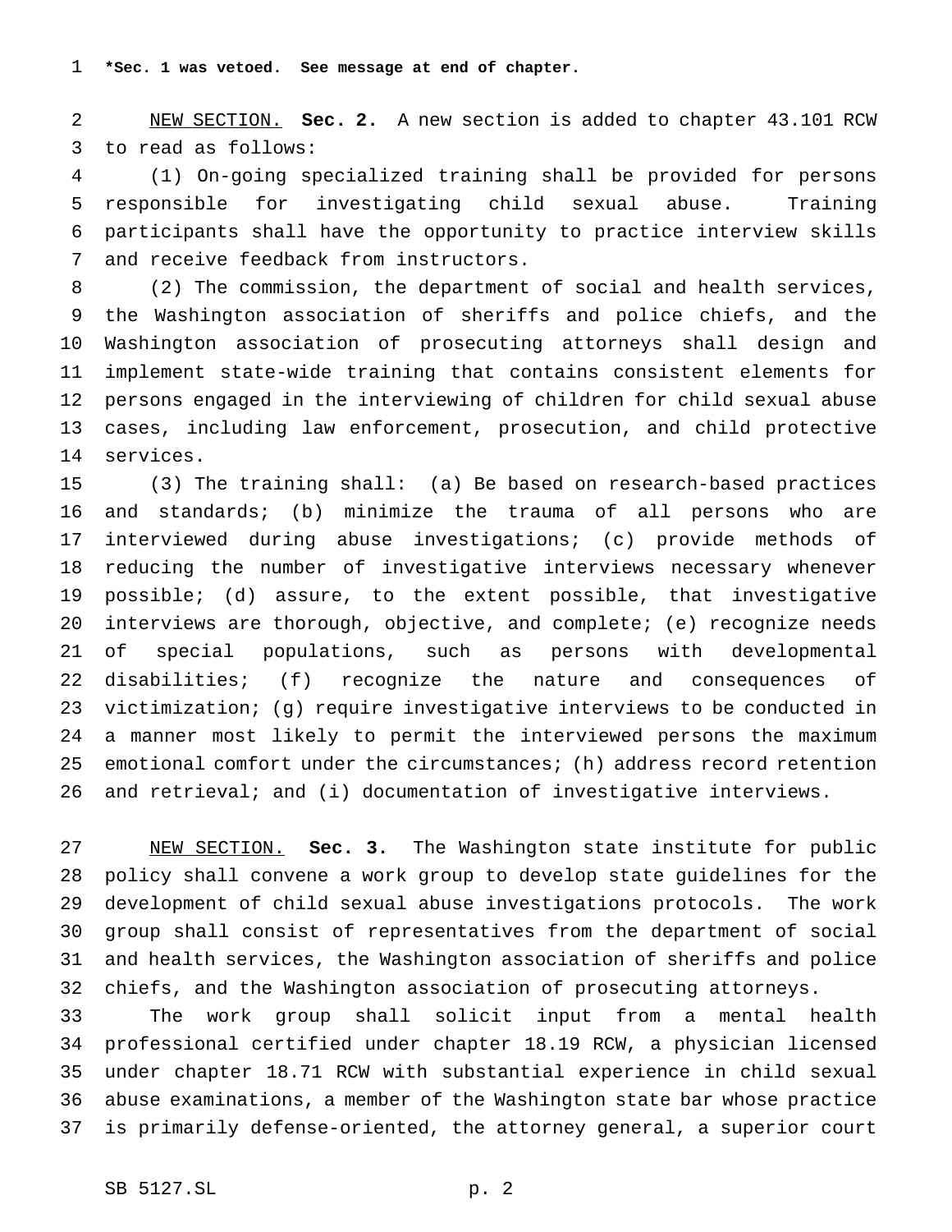**\*Sec. 1 was vetoed. See message at end of chapter.**

NEW SECTION. **Sec. 2.** A new section is added to chapter 43.101 RCW to read as follows:

(1) On-going specialized training shall be provided for persons responsible for investigating child sexual abuse. Training participants shall have the opportunity to practice interview skills and receive feedback from instructors.

(2) The commission, the department of social and health services, the Washington association of sheriffs and police chiefs, and the Washington association of prosecuting attorneys shall design and implement state-wide training that contains consistent elements for persons engaged in the interviewing of children for child sexual abuse cases, including law enforcement, prosecution, and child protective services.

(3) The training shall: (a) Be based on research-based practices and standards; (b) minimize the trauma of all persons who are interviewed during abuse investigations; (c) provide methods of reducing the number of investigative interviews necessary whenever possible; (d) assure, to the extent possible, that investigative interviews are thorough, objective, and complete; (e) recognize needs of special populations, such as persons with developmental disabilities; (f) recognize the nature and consequences of victimization; (g) require investigative interviews to be conducted in a manner most likely to permit the interviewed persons the maximum emotional comfort under the circumstances; (h) address record retention and retrieval; and (i) documentation of investigative interviews.

NEW SECTION. **Sec. 3.** The Washington state institute for public policy shall convene a work group to develop state guidelines for the development of child sexual abuse investigations protocols. The work group shall consist of representatives from the department of social and health services, the Washington association of sheriffs and police chiefs, and the Washington association of prosecuting attorneys.

The work group shall solicit input from a mental health professional certified under chapter 18.19 RCW, a physician licensed under chapter 18.71 RCW with substantial experience in child sexual abuse examinations, a member of the Washington state bar whose practice is primarily defense-oriented, the attorney general, a superior court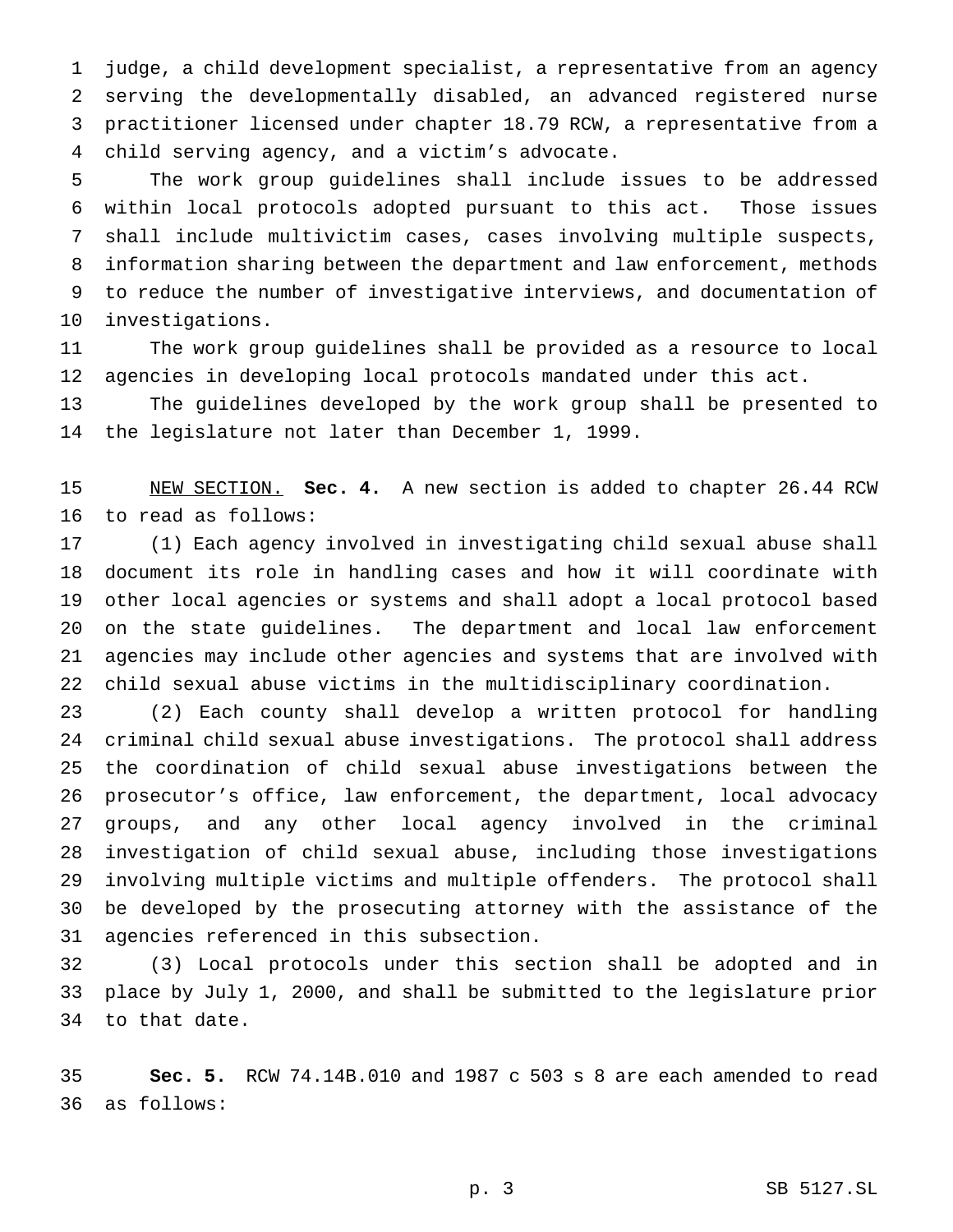judge, a child development specialist, a representative from an agency serving the developmentally disabled, an advanced registered nurse practitioner licensed under chapter 18.79 RCW, a representative from a child serving agency, and a victim's advocate.

The work group guidelines shall include issues to be addressed within local protocols adopted pursuant to this act. Those issues shall include multivictim cases, cases involving multiple suspects, information sharing between the department and law enforcement, methods to reduce the number of investigative interviews, and documentation of investigations.

The work group guidelines shall be provided as a resource to local agencies in developing local protocols mandated under this act.

The guidelines developed by the work group shall be presented to the legislature not later than December 1, 1999.

NEW SECTION. **Sec. 4.** A new section is added to chapter 26.44 RCW to read as follows:

(1) Each agency involved in investigating child sexual abuse shall document its role in handling cases and how it will coordinate with other local agencies or systems and shall adopt a local protocol based on the state guidelines. The department and local law enforcement agencies may include other agencies and systems that are involved with child sexual abuse victims in the multidisciplinary coordination.

(2) Each county shall develop a written protocol for handling criminal child sexual abuse investigations. The protocol shall address the coordination of child sexual abuse investigations between the prosecutor's office, law enforcement, the department, local advocacy groups, and any other local agency involved in the criminal investigation of child sexual abuse, including those investigations involving multiple victims and multiple offenders. The protocol shall be developed by the prosecuting attorney with the assistance of the agencies referenced in this subsection.

(3) Local protocols under this section shall be adopted and in place by July 1, 2000, and shall be submitted to the legislature prior to that date.

**Sec. 5.** RCW 74.14B.010 and 1987 c 503 s 8 are each amended to read as follows: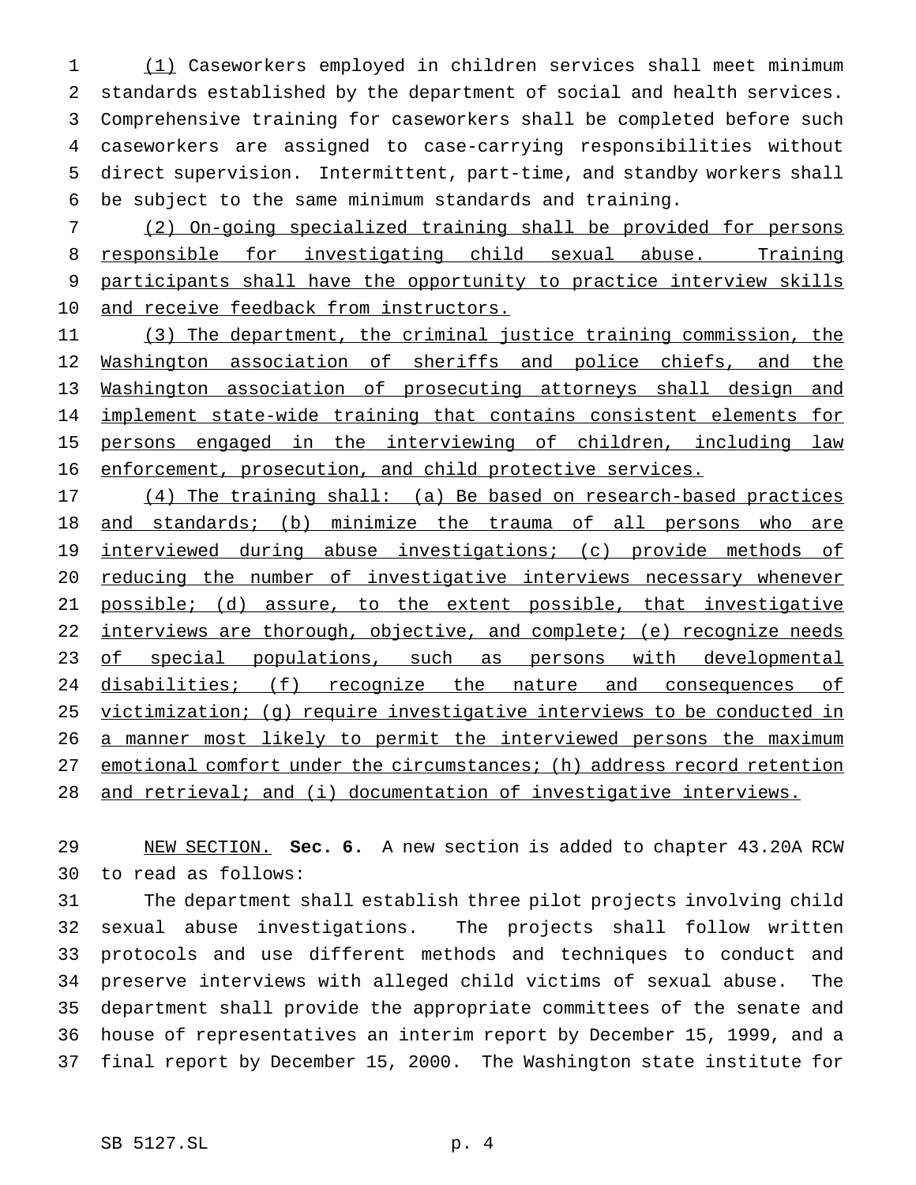(1) Caseworkers employed in children services shall meet minimum standards established by the department of social and health services. Comprehensive training for caseworkers shall be completed before such caseworkers are assigned to case-carrying responsibilities without direct supervision. Intermittent, part-time, and standby workers shall be subject to the same minimum standards and training.

(2) On-going specialized training shall be provided for persons responsible for investigating child sexual abuse. Training participants shall have the opportunity to practice interview skills and receive feedback from instructors.

(3) The department, the criminal justice training commission, the Washington association of sheriffs and police chiefs, and the Washington association of prosecuting attorneys shall design and implement state-wide training that contains consistent elements for persons engaged in the interviewing of children, including law enforcement, prosecution, and child protective services.

(4) The training shall: (a) Be based on research-based practices and standards; (b) minimize the trauma of all persons who are interviewed during abuse investigations; (c) provide methods of reducing the number of investigative interviews necessary whenever possible; (d) assure, to the extent possible, that investigative interviews are thorough, objective, and complete; (e) recognize needs of special populations, such as persons with developmental disabilities; (f) recognize the nature and consequences of victimization; (g) require investigative interviews to be conducted in a manner most likely to permit the interviewed persons the maximum emotional comfort under the circumstances; (h) address record retention and retrieval; and (i) documentation of investigative interviews.

NEW SECTION. **Sec. 6.** A new section is added to chapter 43.20A RCW to read as follows:

The department shall establish three pilot projects involving child sexual abuse investigations. The projects shall follow written protocols and use different methods and techniques to conduct and preserve interviews with alleged child victims of sexual abuse. The department shall provide the appropriate committees of the senate and house of representatives an interim report by December 15, 1999, and a final report by December 15, 2000. The Washington state institute for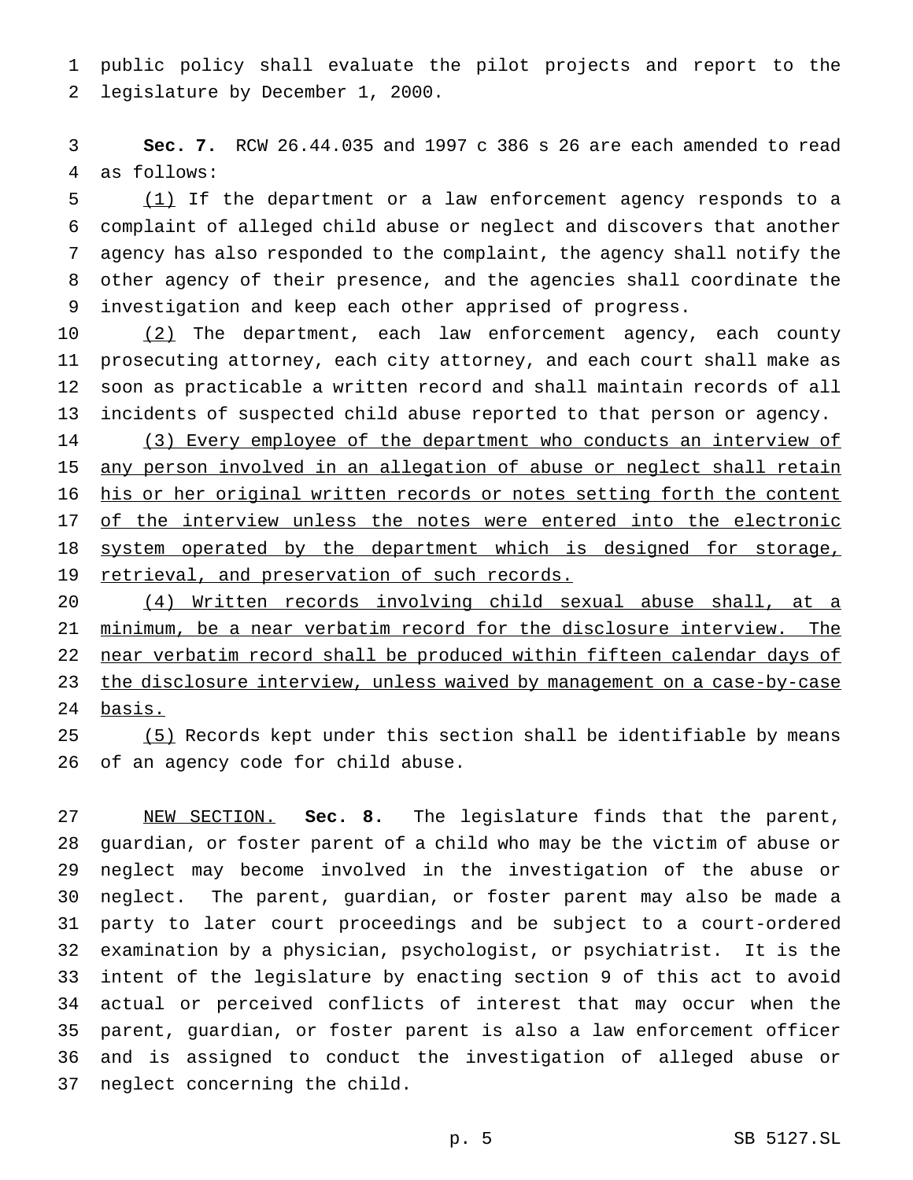public policy shall evaluate the pilot projects and report to the legislature by December 1, 2000.

**Sec. 7.** RCW 26.44.035 and 1997 c 386 s 26 are each amended to read as follows:

(1) If the department or a law enforcement agency responds to a complaint of alleged child abuse or neglect and discovers that another agency has also responded to the complaint, the agency shall notify the other agency of their presence, and the agencies shall coordinate the investigation and keep each other apprised of progress.

(2) The department, each law enforcement agency, each county prosecuting attorney, each city attorney, and each court shall make as soon as practicable a written record and shall maintain records of all incidents of suspected child abuse reported to that person or agency.

(3) Every employee of the department who conducts an interview of any person involved in an allegation of abuse or neglect shall retain his or her original written records or notes setting forth the content of the interview unless the notes were entered into the electronic system operated by the department which is designed for storage, retrieval, and preservation of such records.

(4) Written records involving child sexual abuse shall, at a minimum, be a near verbatim record for the disclosure interview. The near verbatim record shall be produced within fifteen calendar days of the disclosure interview, unless waived by management on a case-by-case basis.

(5) Records kept under this section shall be identifiable by means of an agency code for child abuse.

NEW SECTION. **Sec. 8.** The legislature finds that the parent, guardian, or foster parent of a child who may be the victim of abuse or neglect may become involved in the investigation of the abuse or neglect. The parent, guardian, or foster parent may also be made a party to later court proceedings and be subject to a court-ordered examination by a physician, psychologist, or psychiatrist. It is the intent of the legislature by enacting section 9 of this act to avoid actual or perceived conflicts of interest that may occur when the parent, guardian, or foster parent is also a law enforcement officer and is assigned to conduct the investigation of alleged abuse or neglect concerning the child.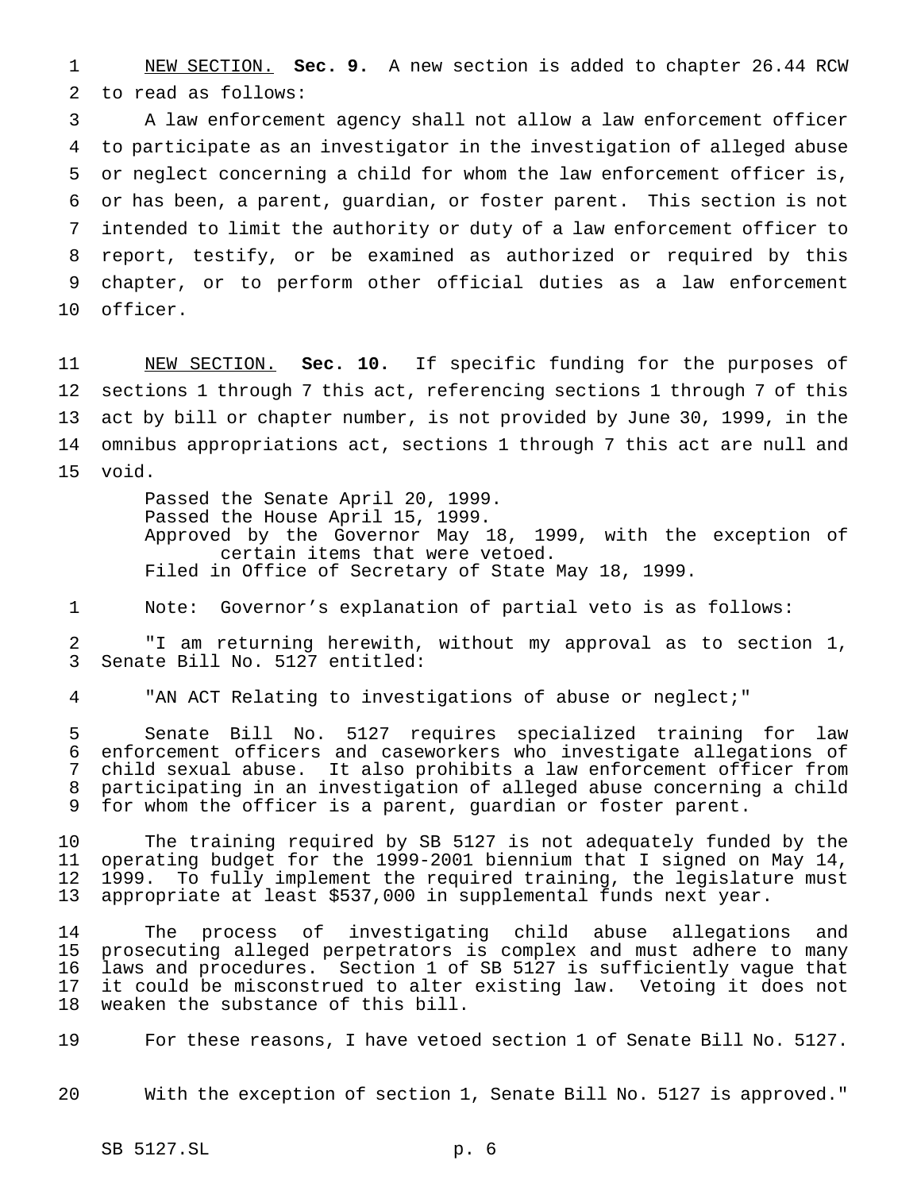NEW SECTION. **Sec. 9.** A new section is added to chapter 26.44 RCW to read as follows:

A law enforcement agency shall not allow a law enforcement officer to participate as an investigator in the investigation of alleged abuse or neglect concerning a child for whom the law enforcement officer is, or has been, a parent, guardian, or foster parent. This section is not intended to limit the authority or duty of a law enforcement officer to report, testify, or be examined as authorized or required by this chapter, or to perform other official duties as a law enforcement officer.

NEW SECTION. **Sec. 10.** If specific funding for the purposes of sections 1 through 7 this act, referencing sections 1 through 7 of this act by bill or chapter number, is not provided by June 30, 1999, in the omnibus appropriations act, sections 1 through 7 this act are null and void.

Passed the Senate April 20, 1999.
Passed the House April 15, 1999.
Approved by the Governor May 18, 1999, with the exception of certain items that were vetoed.
Filed in Office of Secretary of State May 18, 1999.

Note: Governor's explanation of partial veto is as follows:

"I am returning herewith, without my approval as to section 1, Senate Bill No. 5127 entitled:

"AN ACT Relating to investigations of abuse or neglect;"

Senate Bill No. 5127 requires specialized training for law enforcement officers and caseworkers who investigate allegations of child sexual abuse. It also prohibits a law enforcement officer from participating in an investigation of alleged abuse concerning a child for whom the officer is a parent, guardian or foster parent.

The training required by SB 5127 is not adequately funded by the operating budget for the 1999-2001 biennium that I signed on May 14, 1999. To fully implement the required training, the legislature must appropriate at least $537,000 in supplemental funds next year.

The process of investigating child abuse allegations and prosecuting alleged perpetrators is complex and must adhere to many laws and procedures. Section 1 of SB 5127 is sufficiently vague that it could be misconstrued to alter existing law. Vetoing it does not weaken the substance of this bill.

For these reasons, I have vetoed section 1 of Senate Bill No. 5127.

With the exception of section 1, Senate Bill No. 5127 is approved."